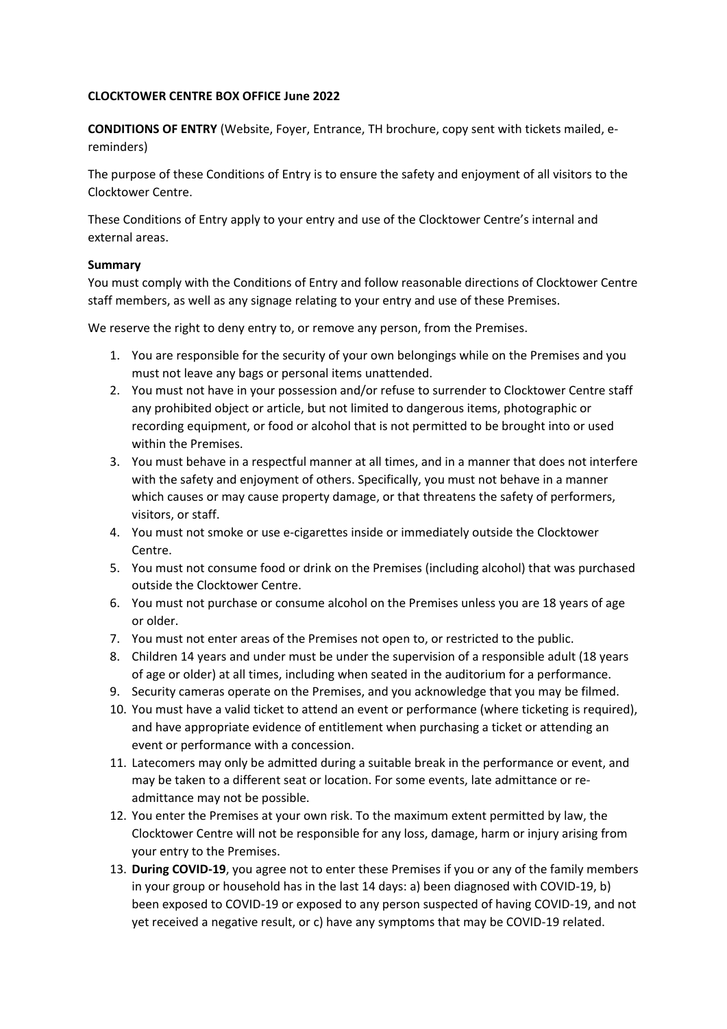**CLOCKTOWER CENTRE BOX OFFICE June 2022**

**CONDITIONS OF ENTRY** (Website, Foyer, Entrance, TH brochure, copy sent with tickets mailed, e-reminders)

The purpose of these Conditions of Entry is to ensure the safety and enjoyment of all visitors to the Clocktower Centre.

These Conditions of Entry apply to your entry and use of the Clocktower Centre's internal and external areas.

**Summary**
You must comply with the Conditions of Entry and follow reasonable directions of Clocktower Centre staff members, as well as any signage relating to your entry and use of these Premises.

We reserve the right to deny entry to, or remove any person, from the Premises.

1. You are responsible for the security of your own belongings while on the Premises and you must not leave any bags or personal items unattended.
2. You must not have in your possession and/or refuse to surrender to Clocktower Centre staff any prohibited object or article, but not limited to dangerous items, photographic or recording equipment, or food or alcohol that is not permitted to be brought into or used within the Premises.
3. You must behave in a respectful manner at all times, and in a manner that does not interfere with the safety and enjoyment of others. Specifically, you must not behave in a manner which causes or may cause property damage, or that threatens the safety of performers, visitors, or staff.
4. You must not smoke or use e-cigarettes inside or immediately outside the Clocktower Centre.
5. You must not consume food or drink on the Premises (including alcohol) that was purchased outside the Clocktower Centre.
6. You must not purchase or consume alcohol on the Premises unless you are 18 years of age or older.
7. You must not enter areas of the Premises not open to, or restricted to the public.
8. Children 14 years and under must be under the supervision of a responsible adult (18 years of age or older) at all times, including when seated in the auditorium for a performance.
9. Security cameras operate on the Premises, and you acknowledge that you may be filmed.
10. You must have a valid ticket to attend an event or performance (where ticketing is required), and have appropriate evidence of entitlement when purchasing a ticket or attending an event or performance with a concession.
11. Latecomers may only be admitted during a suitable break in the performance or event, and may be taken to a different seat or location. For some events, late admittance or re-admittance may not be possible.
12. You enter the Premises at your own risk. To the maximum extent permitted by law, the Clocktower Centre will not be responsible for any loss, damage, harm or injury arising from your entry to the Premises.
13. **During COVID-19**, you agree not to enter these Premises if you or any of the family members in your group or household has in the last 14 days: a) been diagnosed with COVID-19, b) been exposed to COVID-19 or exposed to any person suspected of having COVID-19, and not yet received a negative result, or c) have any symptoms that may be COVID-19 related.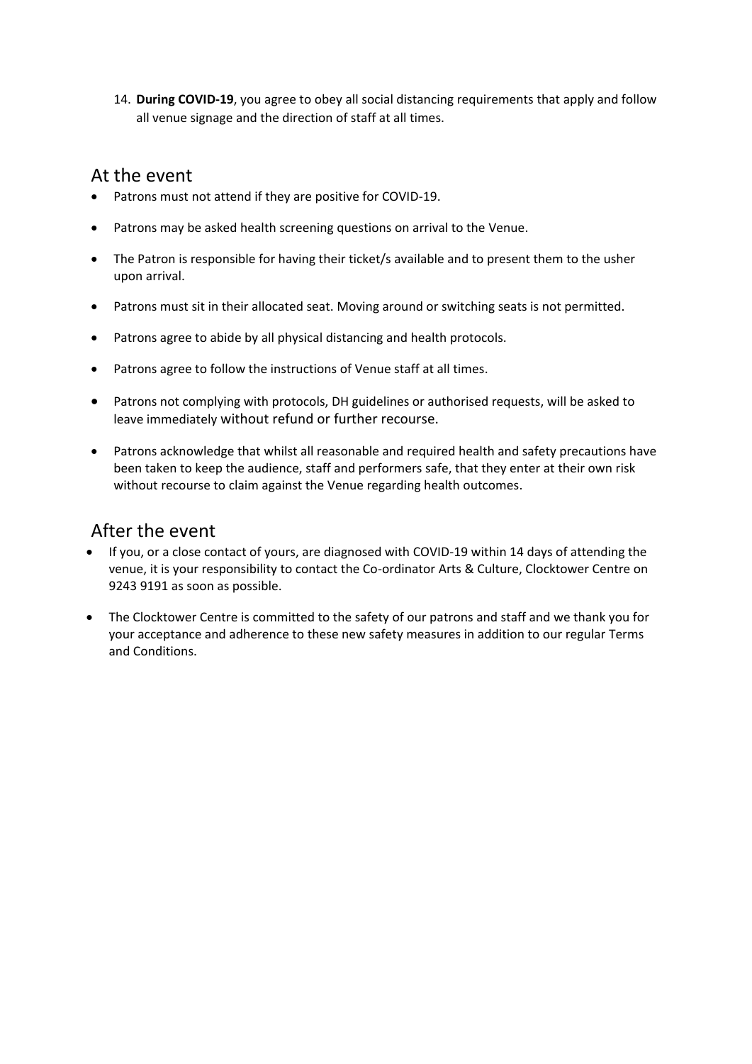14. **During COVID-19**, you agree to obey all social distancing requirements that apply and follow all venue signage and the direction of staff at all times.

## At the event

- Patrons must not attend if they are positive for COVID-19.
- Patrons may be asked health screening questions on arrival to the Venue.
- The Patron is responsible for having their ticket/s available and to present them to the usher upon arrival.
- Patrons must sit in their allocated seat. Moving around or switching seats is not permitted.
- Patrons agree to abide by all physical distancing and health protocols.
- Patrons agree to follow the instructions of Venue staff at all times.
- Patrons not complying with protocols, DH guidelines or authorised requests, will be asked to leave immediately without refund or further recourse.
- Patrons acknowledge that whilst all reasonable and required health and safety precautions have been taken to keep the audience, staff and performers safe, that they enter at their own risk without recourse to claim against the Venue regarding health outcomes.

## After the event

- If you, or a close contact of yours, are diagnosed with COVID-19 within 14 days of attending the venue, it is your responsibility to contact the Co-ordinator Arts & Culture, Clocktower Centre on 9243 9191 as soon as possible.
- The Clocktower Centre is committed to the safety of our patrons and staff and we thank you for your acceptance and adherence to these new safety measures in addition to our regular Terms and Conditions.